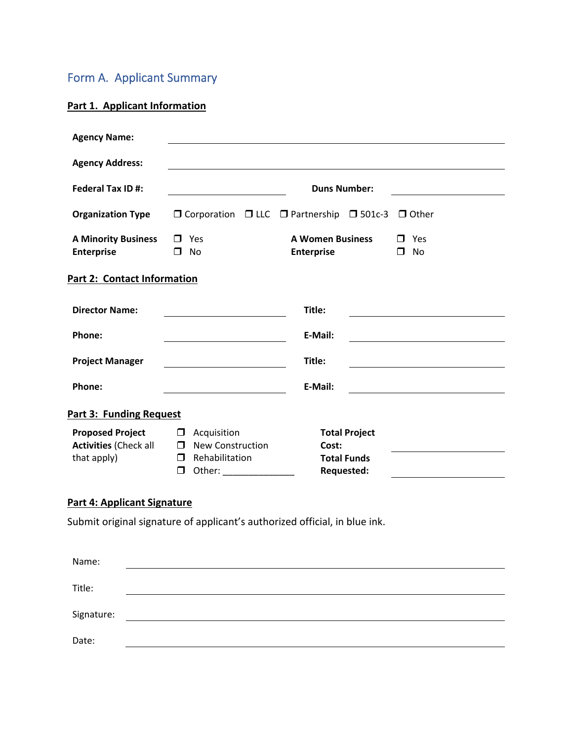## Form A. Applicant Summary

### Part 1. Applicant Information

**Agency Name:** ______________________________

**Agency Address:** ______________________________

**Federal Tax ID #:** ______________________ **Duns Number:** ______________________

**Organization Type** ❒ Corporation ❒ LLC ❒ Partnership ❒ 501c-3 ❒ Other

**A Minority Business Enterprise** ❒ Yes ❒ No

**A Women Business Enterprise** ❒ Yes ❒ No

### Part 2: Contact Information

| | | | |
|---|---|---|---|
| **Director Name:** | | **Title:** | |
| **Phone:** | | **E-Mail:** | |
| **Project Manager** | | **Title:** | |
| **Phone:** | | **E-Mail:** | |

### Part 3: Funding Request

**Proposed Project Activities** (Check all that apply)

- ❒ Acquisition
- ❒ New Construction
- ❒ Rehabilitation
- ❒ Other: ______________

**Total Project Cost:** ______________________

**Total Funds Requested:** ______________________

### Part 4: Applicant Signature

Submit original signature of applicant's authorized official, in blue ink.

Name: ______________________________

Title: ______________________________

Signature: ______________________________

Date: ______________________________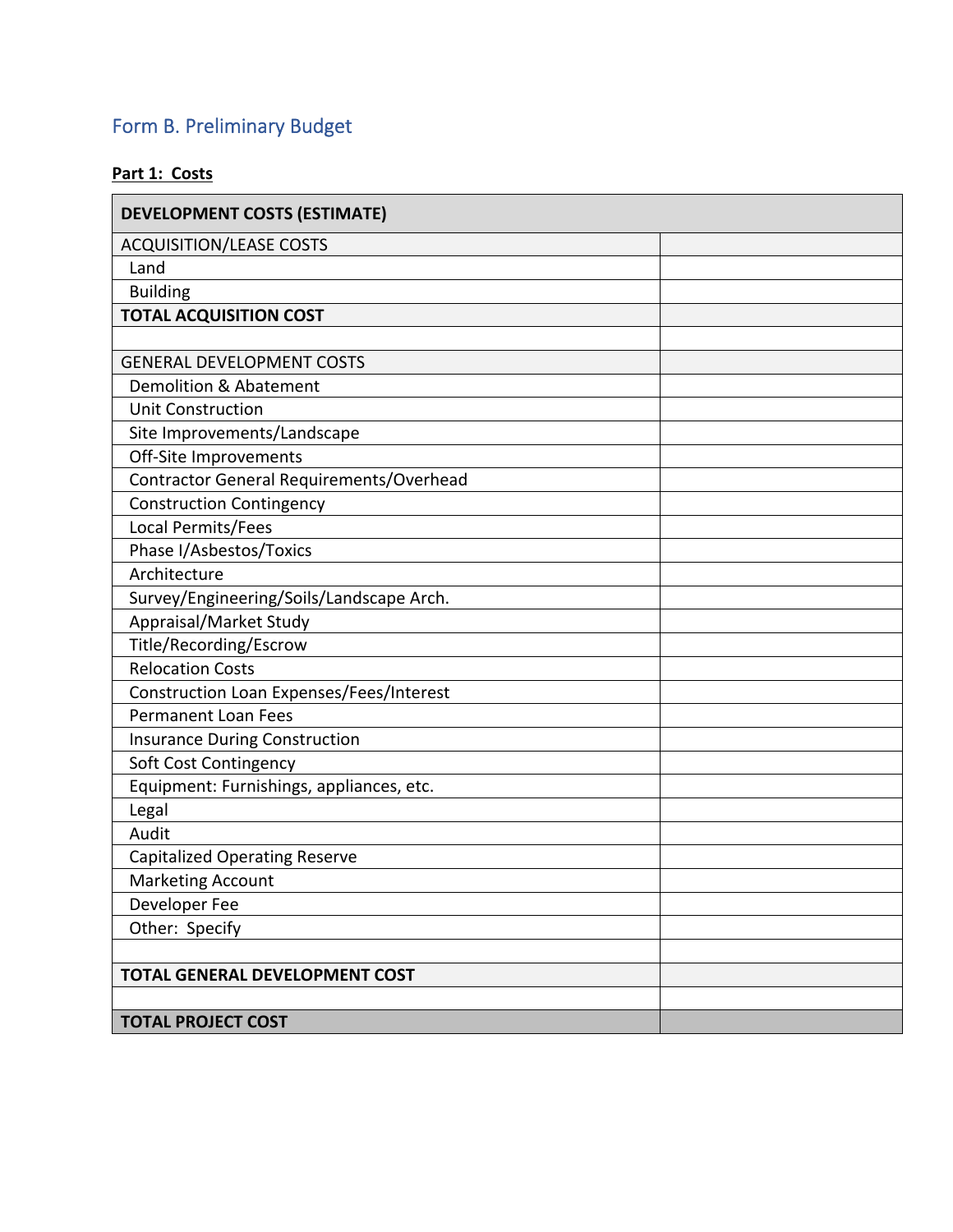## Form B. Preliminary Budget

**Part 1: Costs**

| **DEVELOPMENT COSTS (ESTIMATE)** | |
|---|---|
| ACQUISITION/LEASE COSTS | |
| Land | |
| Building | |
| **TOTAL ACQUISITION COST** | |
| | |
| GENERAL DEVELOPMENT COSTS | |
| Demolition & Abatement | |
| Unit Construction | |
| Site Improvements/Landscape | |
| Off-Site Improvements | |
| Contractor General Requirements/Overhead | |
| Construction Contingency | |
| Local Permits/Fees | |
| Phase I/Asbestos/Toxics | |
| Architecture | |
| Survey/Engineering/Soils/Landscape Arch. | |
| Appraisal/Market Study | |
| Title/Recording/Escrow | |
| Relocation Costs | |
| Construction Loan Expenses/Fees/Interest | |
| Permanent Loan Fees | |
| Insurance During Construction | |
| Soft Cost Contingency | |
| Equipment: Furnishings, appliances, etc. | |
| Legal | |
| Audit | |
| Capitalized Operating Reserve | |
| Marketing Account | |
| Developer Fee | |
| Other: Specify | |
| | |
| **TOTAL GENERAL DEVELOPMENT COST** | |
| | |
| **TOTAL PROJECT COST** | |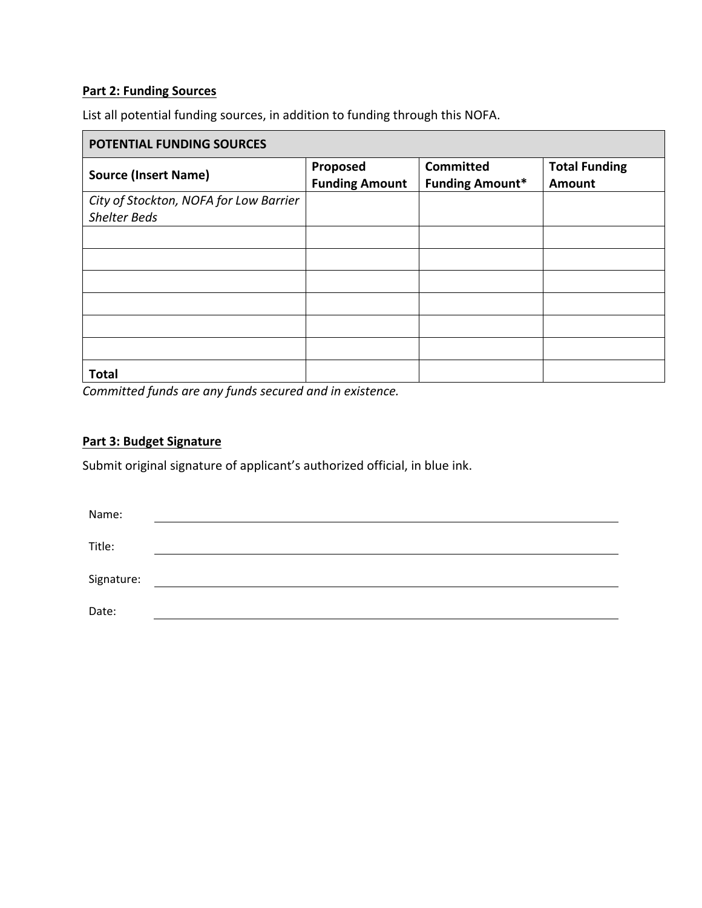**Part 2: Funding Sources**

List all potential funding sources, in addition to funding through this NOFA.

| POTENTIAL FUNDING SOURCES | | | |
|---|---|---|---|
| **Source (Insert Name)** | **Proposed Funding Amount** | **Committed Funding Amount*** | **Total Funding Amount** |
| *City of Stockton, NOFA for Low Barrier Shelter Beds* | | | |
| | | | |
| | | | |
| | | | |
| | | | |
| | | | |
| | | | |
| **Total** | | | |

*Committed funds are any funds secured and in existence.*

**Part 3: Budget Signature**

Submit original signature of applicant's authorized official, in blue ink.

Name: \_\_\_\_\_\_\_\_\_\_\_\_\_\_\_\_\_\_\_\_\_\_\_\_\_\_\_\_\_\_\_\_\_\_\_\_\_\_\_\_

Title: \_\_\_\_\_\_\_\_\_\_\_\_\_\_\_\_\_\_\_\_\_\_\_\_\_\_\_\_\_\_\_\_\_\_\_\_\_\_\_\_

Signature: \_\_\_\_\_\_\_\_\_\_\_\_\_\_\_\_\_\_\_\_\_\_\_\_\_\_\_\_\_\_\_\_\_\_\_\_\_\_\_\_

Date: \_\_\_\_\_\_\_\_\_\_\_\_\_\_\_\_\_\_\_\_\_\_\_\_\_\_\_\_\_\_\_\_\_\_\_\_\_\_\_\_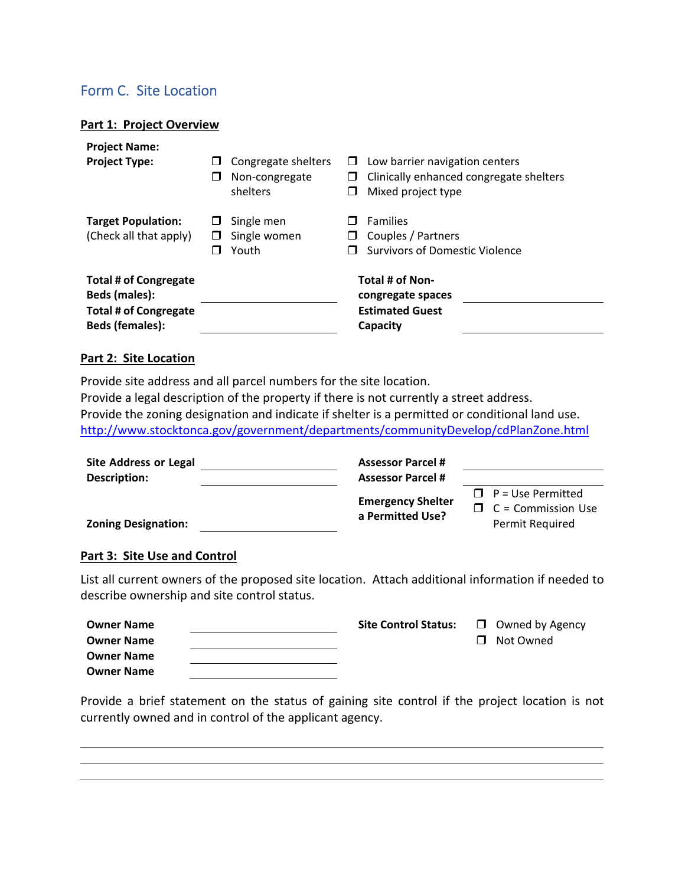## Form C. Site Location

### Part 1: Project Overview

**Project Name:**

**Project Type:**

- ☐ Congregate shelters
- ☐ Non-congregate shelters
- ☐ Low barrier navigation centers
- ☐ Clinically enhanced congregate shelters
- ☐ Mixed project type

**Target Population:** (Check all that apply)

- ☐ Single men
- ☐ Single women
- ☐ Youth
- ☐ Families
- ☐ Couples / Partners
- ☐ Survivors of Domestic Violence

| | | | |
|---|---|---|---|
| **Total # of Congregate Beds (males):** | ________ | **Total # of Non-congregate spaces** | ________ |
| **Total # of Congregate Beds (females):** | ________ | **Estimated Guest Capacity** | ________ |

### Part 2: Site Location

Provide site address and all parcel numbers for the site location.
Provide a legal description of the property if there is not currently a street address.
Provide the zoning designation and indicate if shelter is a permitted or conditional land use.
http://www.stocktonca.gov/government/departments/communityDevelop/cdPlanZone.html

| | | | |
|---|---|---|---|
| **Site Address or Legal Description:** | ________ | **Assessor Parcel #** | ________ |
| | ________ | **Assessor Parcel #** | ________ |
| **Zoning Designation:** | ________ | **Emergency Shelter a Permitted Use?** | ☐ P = Use Permitted<br>☐ C = Commission Use Permit Required |

### Part 3: Site Use and Control

List all current owners of the proposed site location. Attach additional information if needed to describe ownership and site control status.

| | | | |
|---|---|---|---|
| **Owner Name** | ________ | **Site Control Status:** | ☐ Owned by Agency |
| **Owner Name** | ________ | | ☐ Not Owned |
| **Owner Name** | ________ | | |
| **Owner Name** | ________ | | |

Provide a brief statement on the status of gaining site control if the project location is not currently owned and in control of the applicant agency.

______________________________________________

______________________________________________

______________________________________________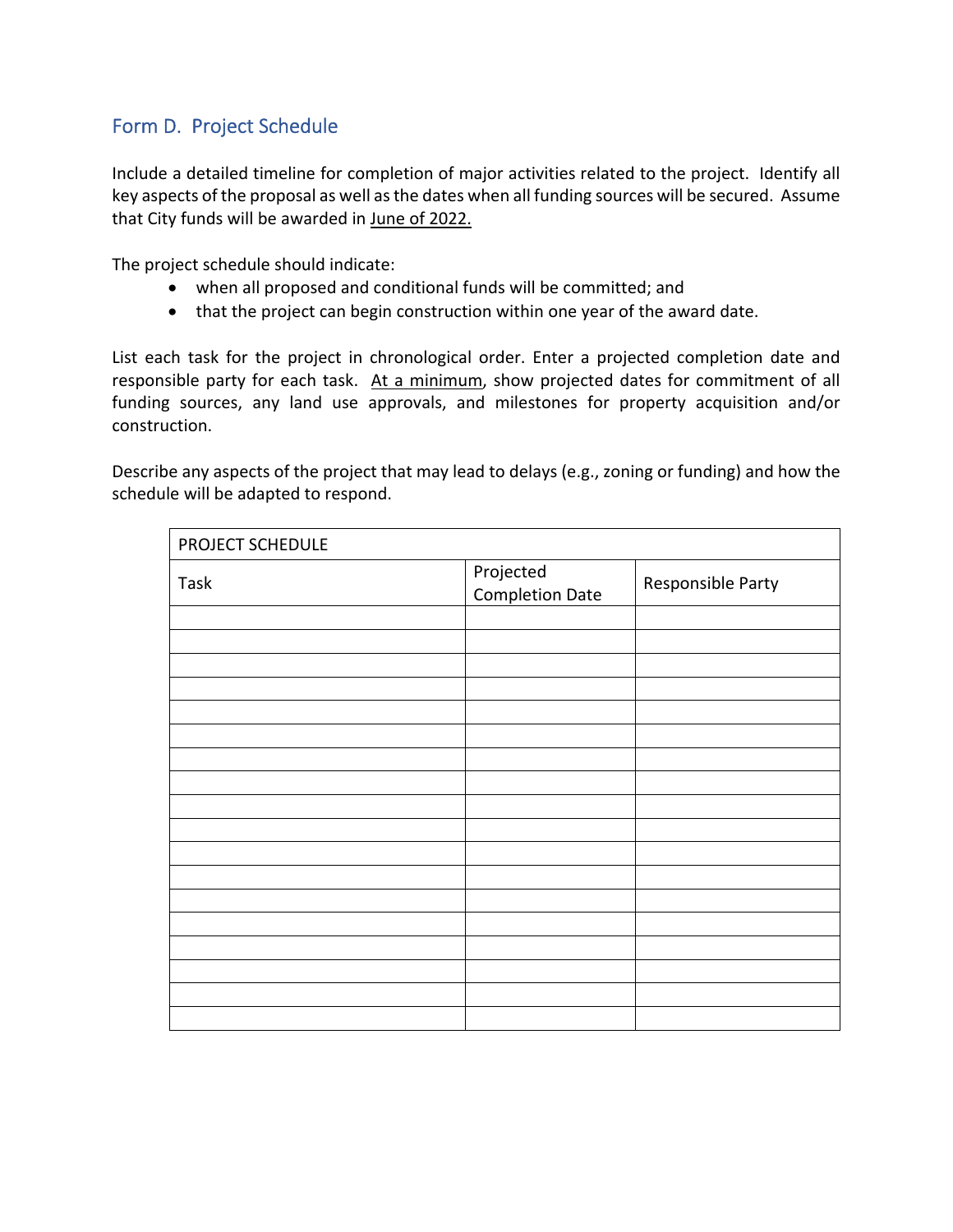## Form D. Project Schedule

Include a detailed timeline for completion of major activities related to the project. Identify all key aspects of the proposal as well as the dates when all funding sources will be secured. Assume that City funds will be awarded in June of 2022.

The project schedule should indicate:

- when all proposed and conditional funds will be committed; and
- that the project can begin construction within one year of the award date.

List each task for the project in chronological order. Enter a projected completion date and responsible party for each task. At a minimum, show projected dates for commitment of all funding sources, any land use approvals, and milestones for property acquisition and/or construction.

Describe any aspects of the project that may lead to delays (e.g., zoning or funding) and how the schedule will be adapted to respond.

| PROJECT SCHEDULE | | |
|---|---|---|
| Task | Projected Completion Date | Responsible Party |
| | | |
| | | |
| | | |
| | | |
| | | |
| | | |
| | | |
| | | |
| | | |
| | | |
| | | |
| | | |
| | | |
| | | |
| | | |
| | | |
| | | |
| | | |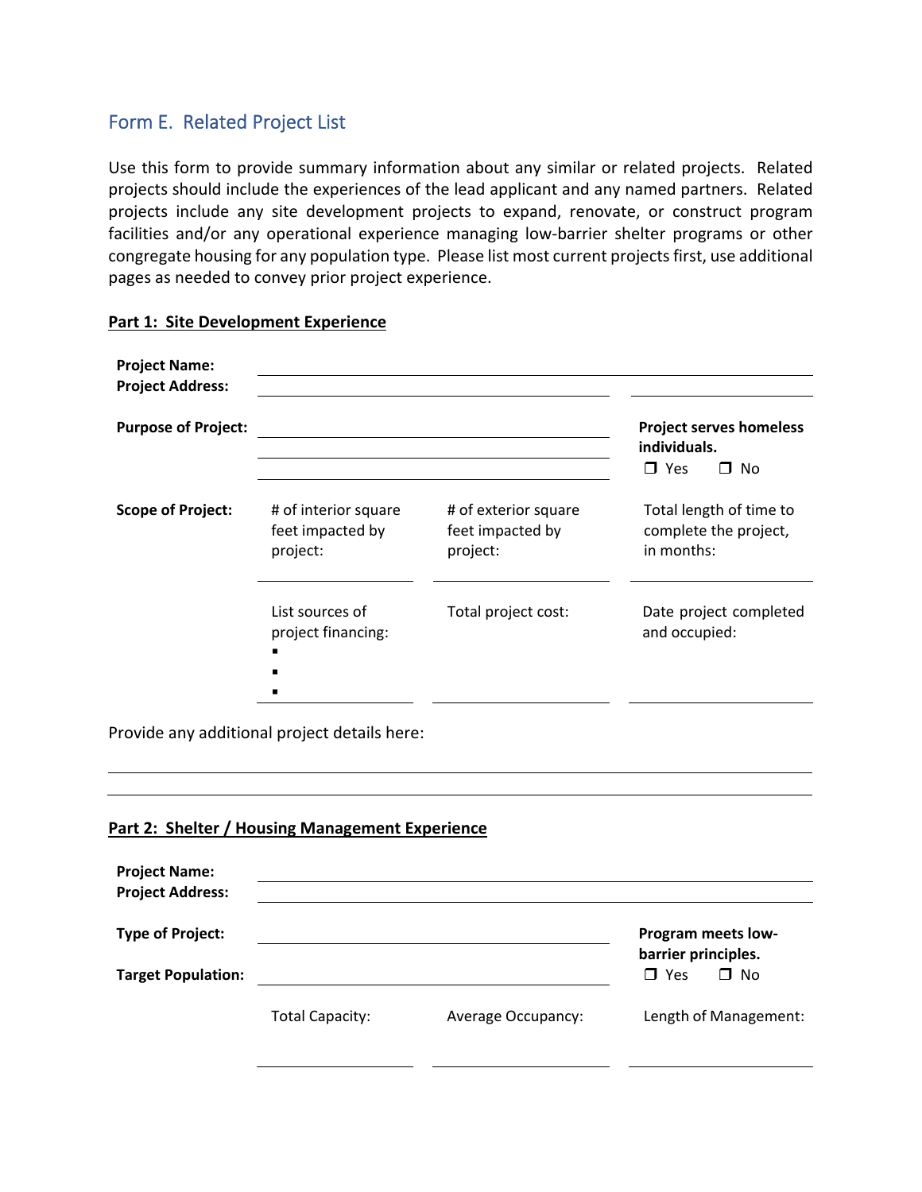## Form E. Related Project List

Use this form to provide summary information about any similar or related projects. Related projects should include the experiences of the lead applicant and any named partners. Related projects include any site development projects to expand, renovate, or construct program facilities and/or any operational experience managing low-barrier shelter programs or other congregate housing for any population type. Please list most current projects first, use additional pages as needed to convey prior project experience.

**Part 1: Site Development Experience**

**Project Name:** \_\_\_\_\_\_\_\_\_\_\_\_\_\_\_\_\_\_\_\_\_\_\_\_\_\_\_\_\_\_\_\_\_\_\_\_\_\_\_\_

**Project Address:** \_\_\_\_\_\_\_\_\_\_\_\_\_\_\_\_\_\_\_\_\_\_\_\_\_\_\_\_\_\_\_\_\_\_\_\_\_\_\_\_

**Purpose of Project:** \_\_\_\_\_\_\_\_\_\_\_\_\_\_\_\_\_\_\_\_\_\_\_\_\_\_\_\_\_\_\_\_\_\_\_\_\_\_\_\_

**Project serves homeless individuals.**
❒ Yes ❒ No

**Scope of Project:**

| | | | |
|---|---|---|---|
| **Scope of Project:** | # of interior square feet impacted by project: | # of exterior square feet impacted by project: | Total length of time to complete the project, in months: |
| | List sources of project financing:<br>▪<br>▪<br>▪ | Total project cost: | Date project completed and occupied: |

Provide any additional project details here:

\_\_\_\_\_\_\_\_\_\_\_\_\_\_\_\_\_\_\_\_\_\_\_\_\_\_\_\_\_\_\_\_\_\_\_\_\_\_\_\_\_\_\_\_\_\_\_\_\_\_\_\_\_\_\_\_

\_\_\_\_\_\_\_\_\_\_\_\_\_\_\_\_\_\_\_\_\_\_\_\_\_\_\_\_\_\_\_\_\_\_\_\_\_\_\_\_\_\_\_\_\_\_\_\_\_\_\_\_\_\_\_\_

**Part 2: Shelter / Housing Management Experience**

**Project Name:** \_\_\_\_\_\_\_\_\_\_\_\_\_\_\_\_\_\_\_\_\_\_\_\_\_\_\_\_\_\_\_\_\_\_\_\_\_\_\_\_

**Project Address:** \_\_\_\_\_\_\_\_\_\_\_\_\_\_\_\_\_\_\_\_\_\_\_\_\_\_\_\_\_\_\_\_\_\_\_\_\_\_\_\_

**Type of Project:** \_\_\_\_\_\_\_\_\_\_\_\_\_\_\_\_\_\_\_\_\_\_\_\_\_\_\_\_\_\_\_\_\_\_\_\_\_\_\_\_

**Target Population:** \_\_\_\_\_\_\_\_\_\_\_\_\_\_\_\_\_\_\_\_\_\_\_\_\_\_\_\_\_\_\_\_\_\_\_\_\_\_\_\_

**Program meets low-barrier principles.**
❒ Yes ❒ No

| | | |
|---|---|---|
| Total Capacity: | Average Occupancy: | Length of Management: |